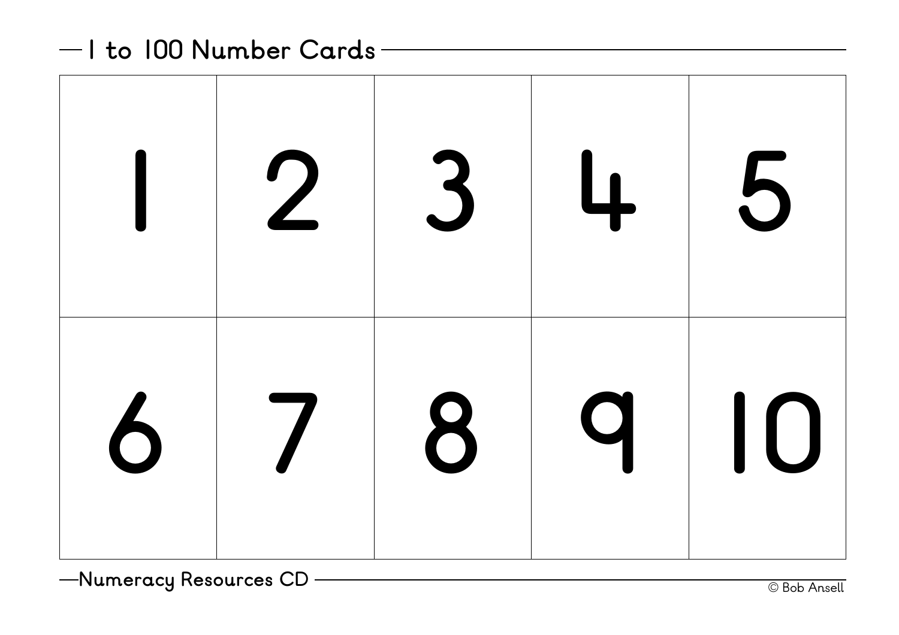# 1 to 100 Number Cards

| | | | | |
|---|---|---|---|---|
| 1 | 2 | 3 | 4 | 5 |
| 6 | 7 | 8 | 9 | 10 |

Numeracy Resources CD

© Bob Ansell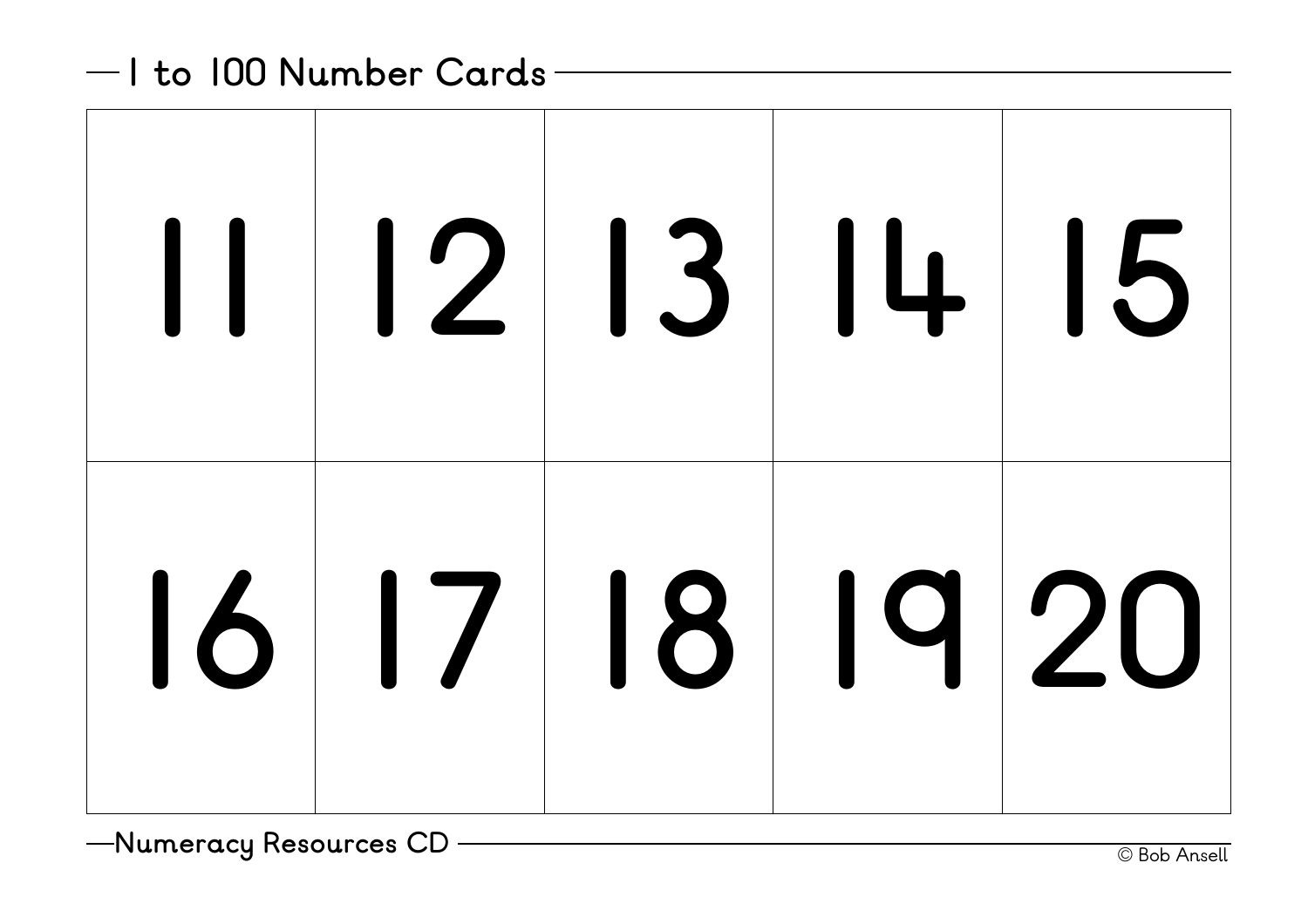## 1 to 100 Number Cards

| | | | | |
|---|---|---|---|---|
| 11 | 12 | 13 | 14 | 15 |
| 16 | 17 | 18 | 19 | 20 |

Numeracy Resources CD

© Bob Ansell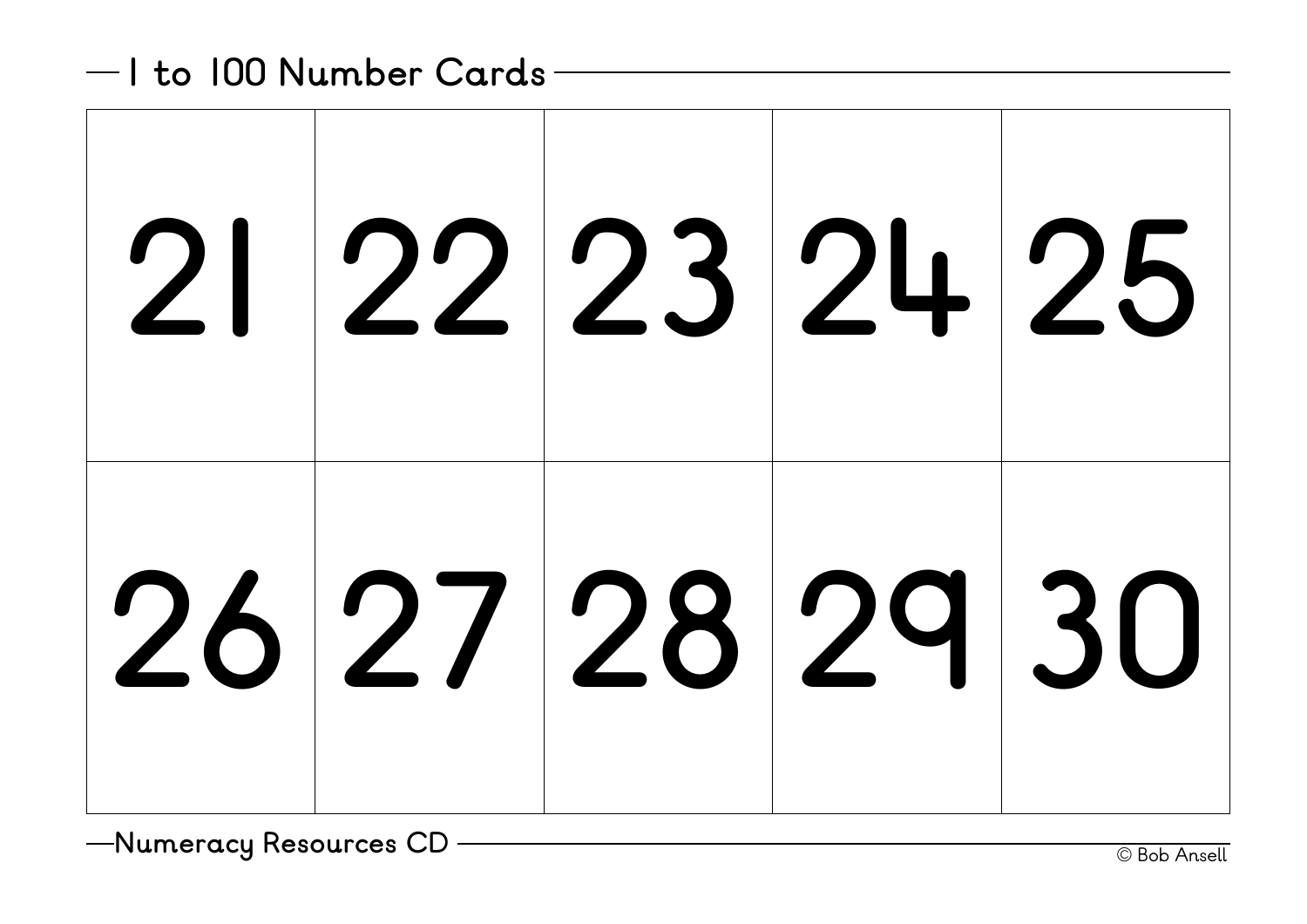## 1 to 100 Number Cards

| | | | | |
|---|---|---|---|---|
| 21 | 22 | 23 | 24 | 25 |
| 26 | 27 | 28 | 29 | 30 |

Numeracy Resources CD

© Bob Ansell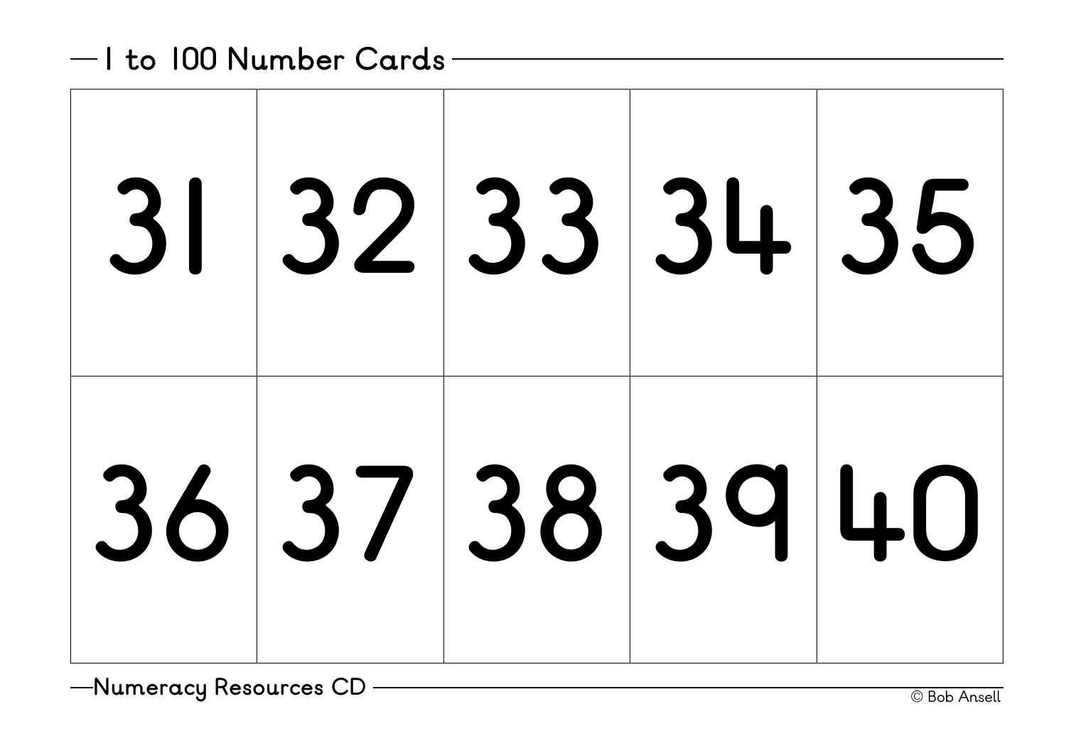## 1 to 100 Number Cards

| | | | | |
|---|---|---|---|---|
| 31 | 32 | 33 | 34 | 35 |
| 36 | 37 | 38 | 39 | 40 |

Numeracy Resources CD

© Bob Ansell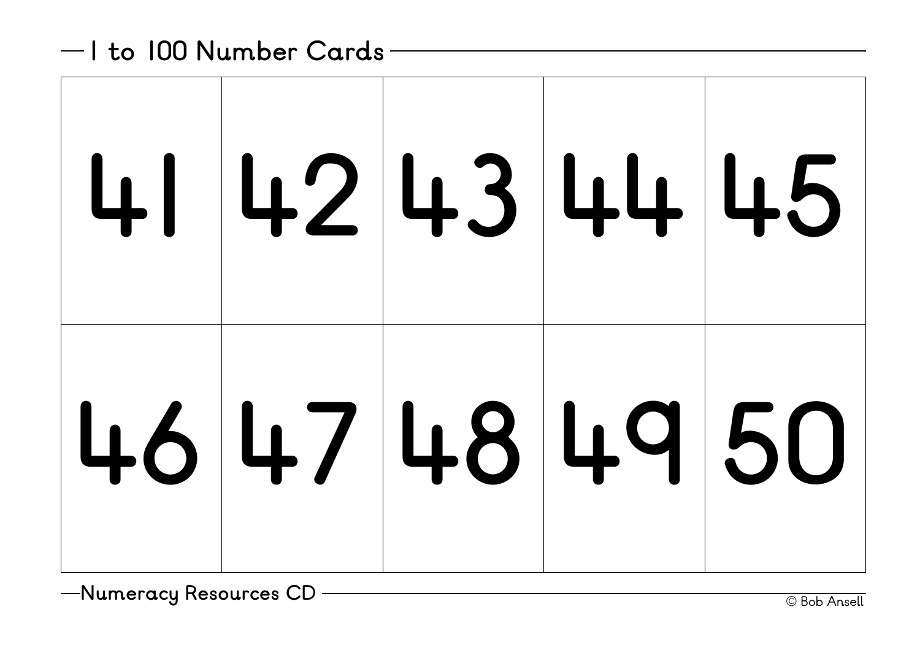## 1 to 100 Number Cards

| | | | | |
|---|---|---|---|---|
| 41 | 42 | 43 | 44 | 45 |
| 46 | 47 | 48 | 49 | 50 |

Numeracy Resources CD

© Bob Ansell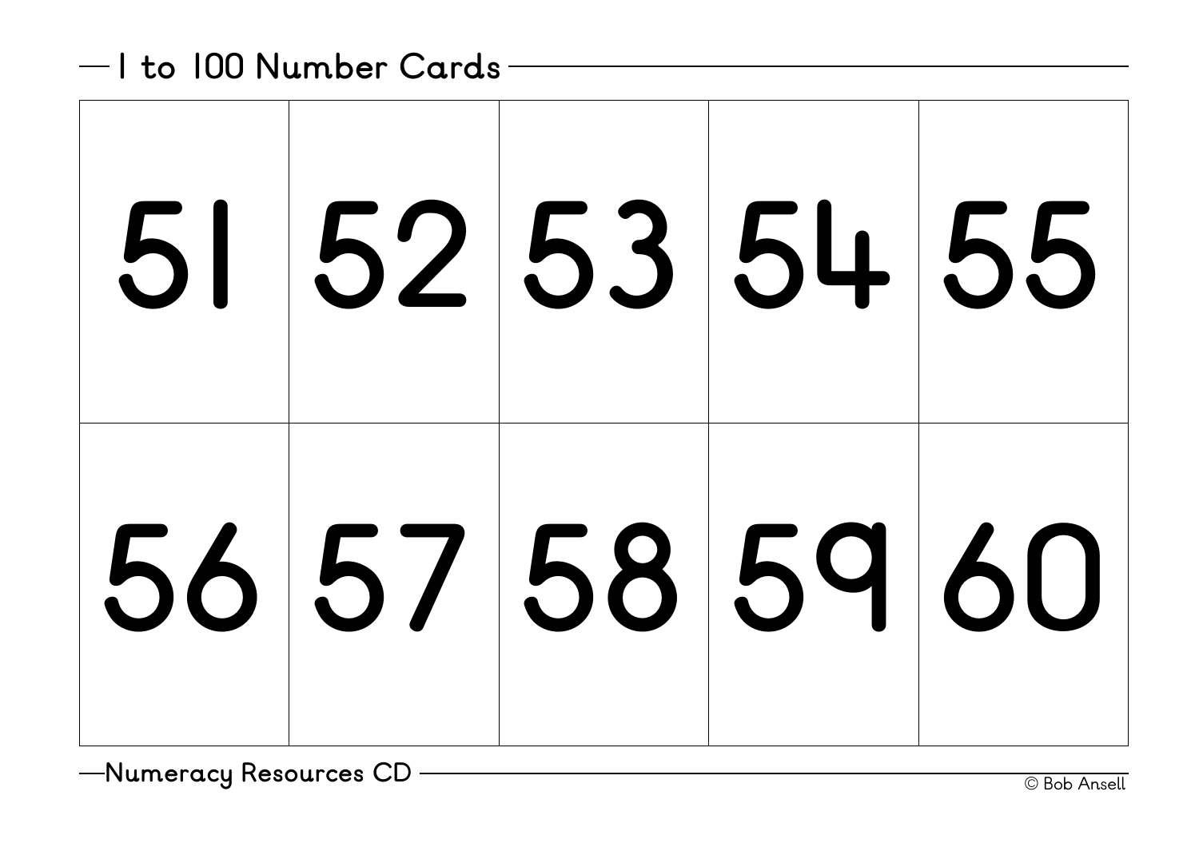## 1 to 100 Number Cards

| | | | | |
|---|---|---|---|---|
| 51 | 52 | 53 | 54 | 55 |
| 56 | 57 | 58 | 59 | 60 |

Numeracy Resources CD

© Bob Ansell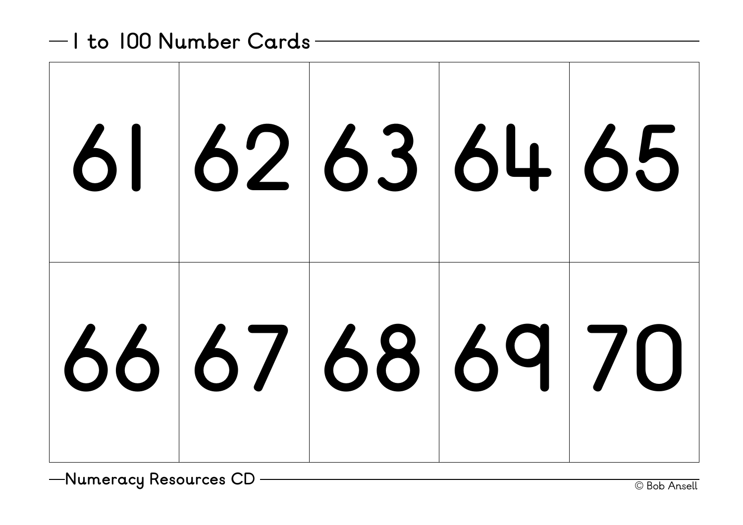## 1 to 100 Number Cards

| | | | | |
|---|---|---|---|---|
| 61 | 62 | 63 | 64 | 65 |
| 66 | 67 | 68 | 69 | 70 |

Numeracy Resources CD

© Bob Ansell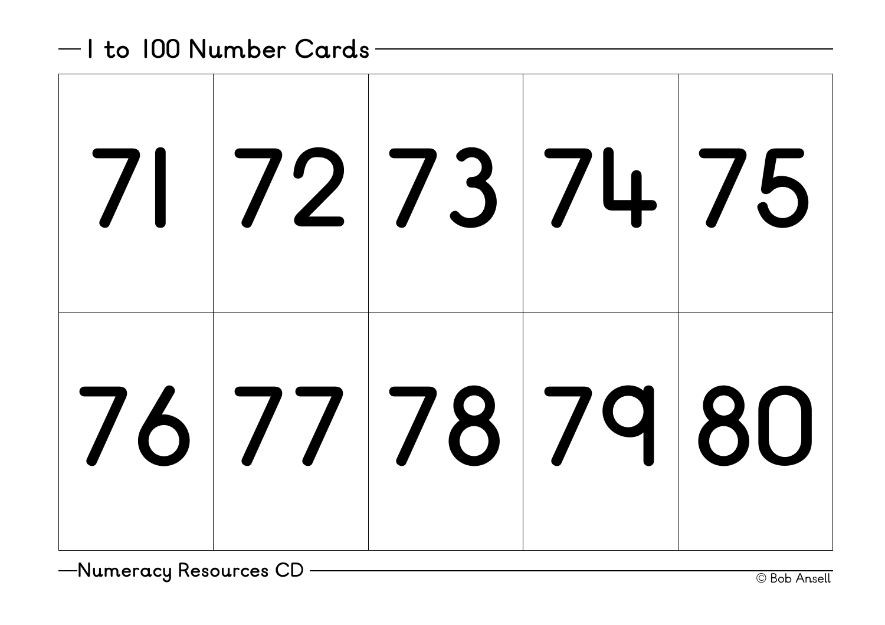## 1 to 100 Number Cards

| | | | | |
|---|---|---|---|---|
| 71 | 72 | 73 | 74 | 75 |
| 76 | 77 | 78 | 79 | 80 |

Numeracy Resources CD

© Bob Ansell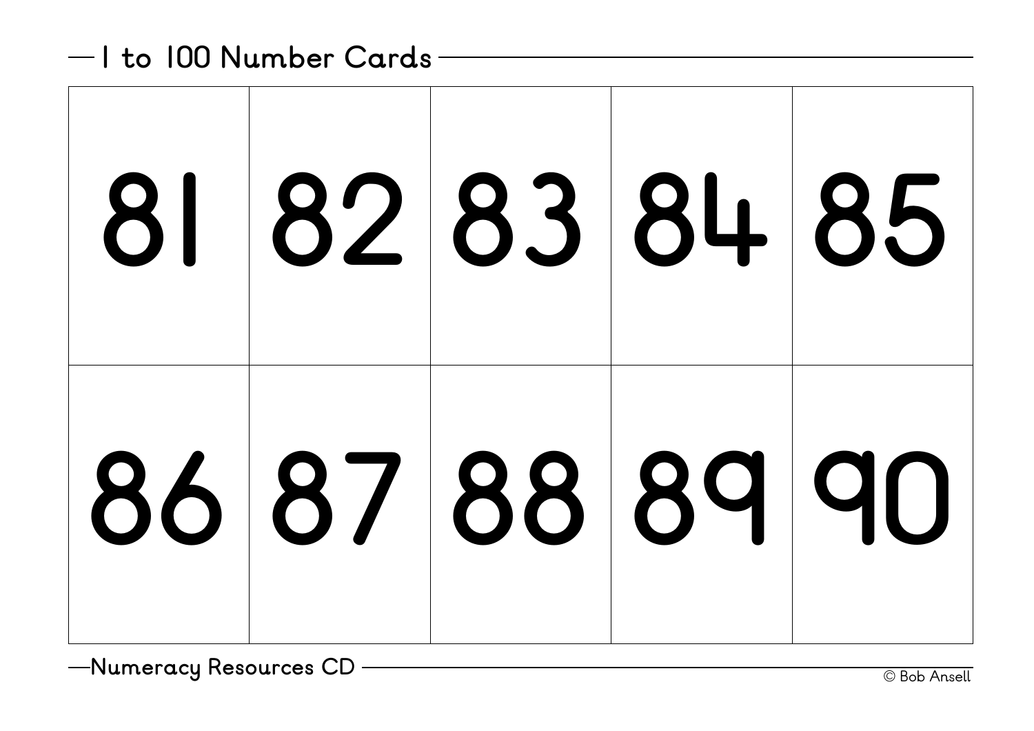## 1 to 100 Number Cards

| | | | | |
|---|---|---|---|---|
| 81 | 82 | 83 | 84 | 85 |
| 86 | 87 | 88 | 89 | 90 |

Numeracy Resources CD

© Bob Ansell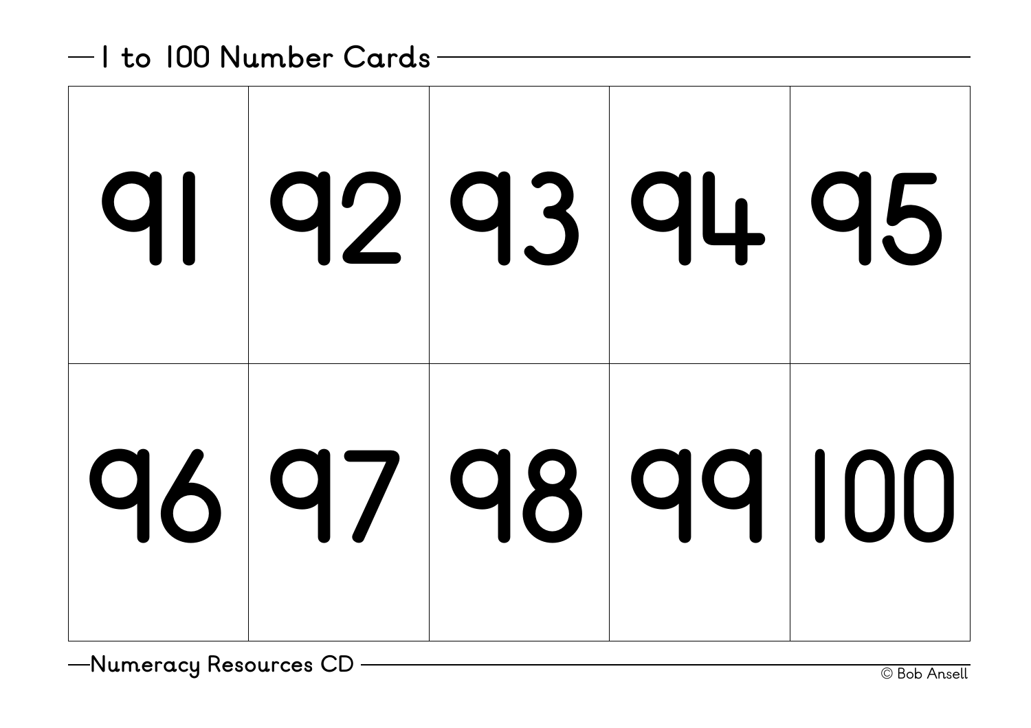## 1 to 100 Number Cards

| | | | | |
|---|---|---|---|---|
| 91 | 92 | 93 | 94 | 95 |
| 96 | 97 | 98 | 99 | 100 |

Numeracy Resources CD

© Bob Ansell